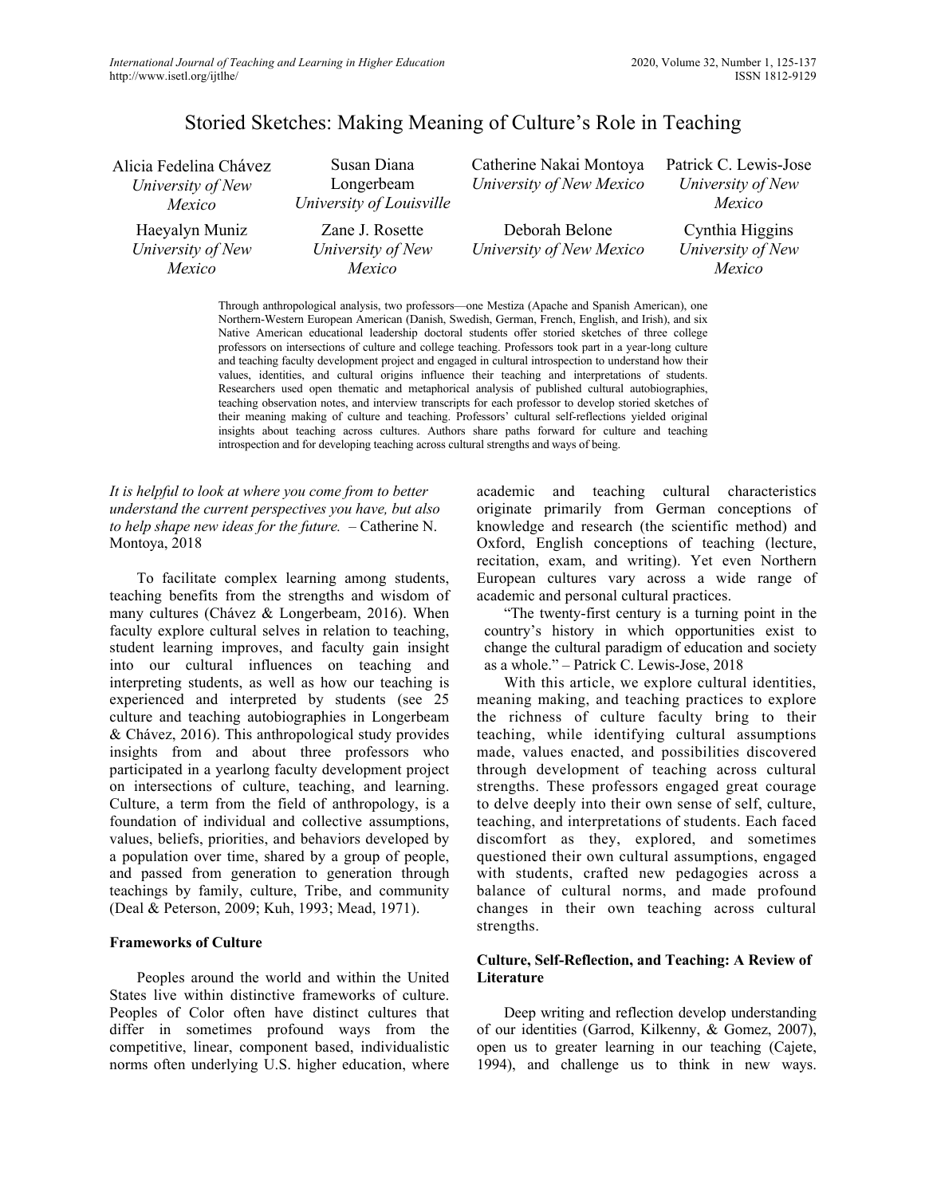# Storied Sketches: Making Meaning of Culture's Role in Teaching

Alicia Fedelina Chávez
*University of New Mexico*

Susan Diana Longerbeam
*University of Louisville*

Catherine Nakai Montoya
*University of New Mexico*

Patrick C. Lewis-Jose
*University of New Mexico*

Haeyalyn Muniz
*University of New Mexico*

Zane J. Rosette
*University of New Mexico*

Deborah Belone
*University of New Mexico*

Cynthia Higgins
*University of New Mexico*

Through anthropological analysis, two professors—one Mestiza (Apache and Spanish American), one Northern-Western European American (Danish, Swedish, German, French, English, and Irish), and six Native American educational leadership doctoral students offer storied sketches of three college professors on intersections of culture and college teaching. Professors took part in a year-long culture and teaching faculty development project and engaged in cultural introspection to understand how their values, identities, and cultural origins influence their teaching and interpretations of students. Researchers used open thematic and metaphorical analysis of published cultural autobiographies, teaching observation notes, and interview transcripts for each professor to develop storied sketches of their meaning making of culture and teaching. Professors' cultural self-reflections yielded original insights about teaching across cultures. Authors share paths forward for culture and teaching introspection and for developing teaching across cultural strengths and ways of being.

*It is helpful to look at where you come from to better understand the current perspectives you have, but also to help shape new ideas for the future.* – Catherine N. Montoya, 2018

To facilitate complex learning among students, teaching benefits from the strengths and wisdom of many cultures (Chávez & Longerbeam, 2016). When faculty explore cultural selves in relation to teaching, student learning improves, and faculty gain insight into our cultural influences on teaching and interpreting students, as well as how our teaching is experienced and interpreted by students (see 25 culture and teaching autobiographies in Longerbeam & Chávez, 2016). This anthropological study provides insights from and about three professors who participated in a yearlong faculty development project on intersections of culture, teaching, and learning. Culture, a term from the field of anthropology, is a foundation of individual and collective assumptions, values, beliefs, priorities, and behaviors developed by a population over time, shared by a group of people, and passed from generation to generation through teachings by family, culture, Tribe, and community (Deal & Peterson, 2009; Kuh, 1993; Mead, 1971).

## Frameworks of Culture

Peoples around the world and within the United States live within distinctive frameworks of culture. Peoples of Color often have distinct cultures that differ in sometimes profound ways from the competitive, linear, component based, individualistic norms often underlying U.S. higher education, where academic and teaching cultural characteristics originate primarily from German conceptions of knowledge and research (the scientific method) and Oxford, English conceptions of teaching (lecture, recitation, exam, and writing). Yet even Northern European cultures vary across a wide range of academic and personal cultural practices.

> "The twenty-first century is a turning point in the country's history in which opportunities exist to change the cultural paradigm of education and society as a whole." – Patrick C. Lewis-Jose, 2018

With this article, we explore cultural identities, meaning making, and teaching practices to explore the richness of culture faculty bring to their teaching, while identifying cultural assumptions made, values enacted, and possibilities discovered through development of teaching across cultural strengths. These professors engaged great courage to delve deeply into their own sense of self, culture, teaching, and interpretations of students. Each faced discomfort as they, explored, and sometimes questioned their own cultural assumptions, engaged with students, crafted new pedagogies across a balance of cultural norms, and made profound changes in their own teaching across cultural strengths.

## Culture, Self-Reflection, and Teaching: A Review of Literature

Deep writing and reflection develop understanding of our identities (Garrod, Kilkenny, & Gomez, 2007), open us to greater learning in our teaching (Cajete, 1994), and challenge us to think in new ways.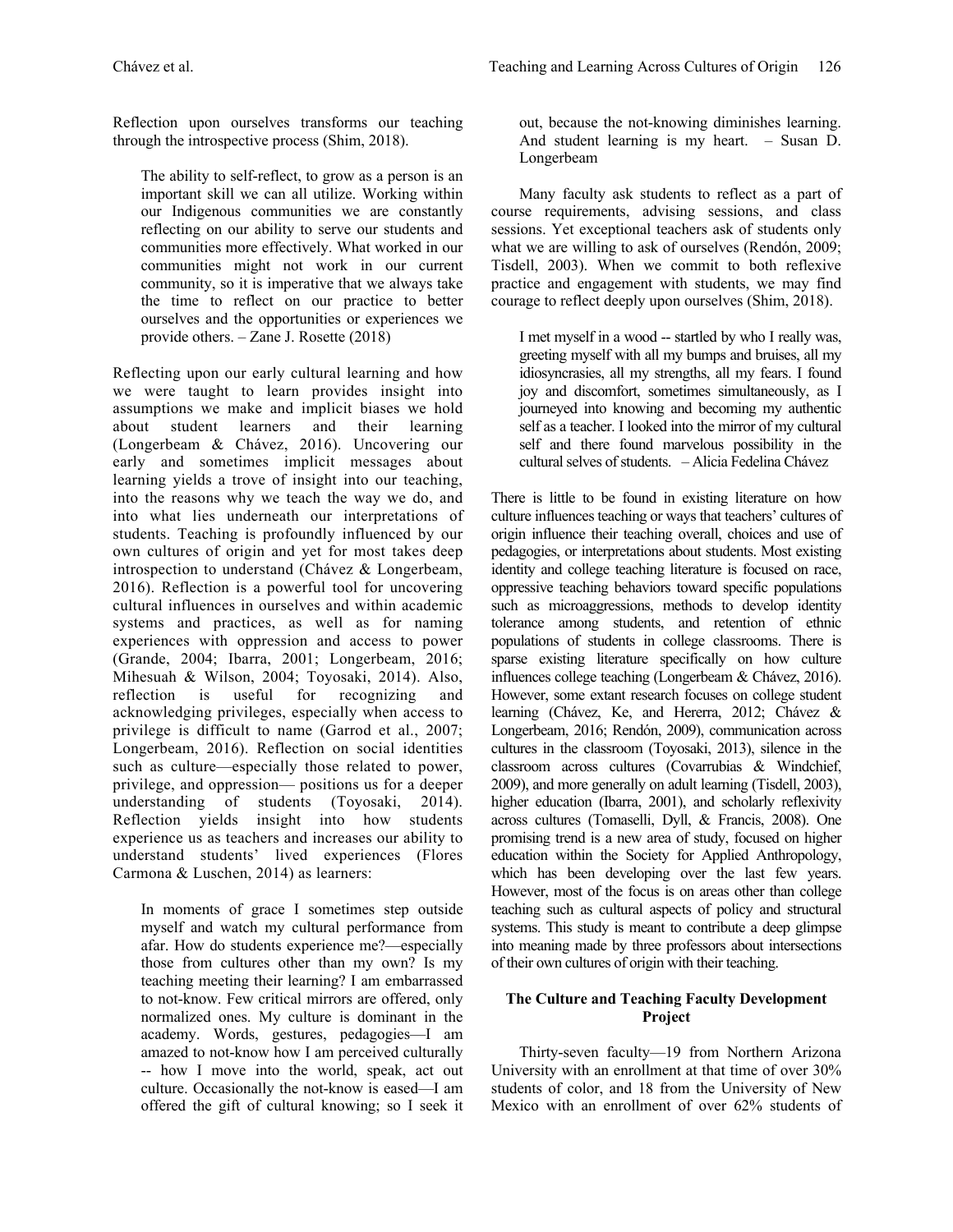Reflection upon ourselves transforms our teaching through the introspective process (Shim, 2018).

> The ability to self-reflect, to grow as a person is an important skill we can all utilize. Working within our Indigenous communities we are constantly reflecting on our ability to serve our students and communities more effectively. What worked in our communities might not work in our current community, so it is imperative that we always take the time to reflect on our practice to better ourselves and the opportunities or experiences we provide others. – Zane J. Rosette (2018)

Reflecting upon our early cultural learning and how we were taught to learn provides insight into assumptions we make and implicit biases we hold about student learners and their learning (Longerbeam & Chávez, 2016). Uncovering our early and sometimes implicit messages about learning yields a trove of insight into our teaching, into the reasons why we teach the way we do, and into what lies underneath our interpretations of students. Teaching is profoundly influenced by our own cultures of origin and yet for most takes deep introspection to understand (Chávez & Longerbeam, 2016). Reflection is a powerful tool for uncovering cultural influences in ourselves and within academic systems and practices, as well as for naming experiences with oppression and access to power (Grande, 2004; Ibarra, 2001; Longerbeam, 2016; Mihesuah & Wilson, 2004; Toyosaki, 2014). Also, reflection is useful for recognizing and acknowledging privileges, especially when access to privilege is difficult to name (Garrod et al., 2007; Longerbeam, 2016). Reflection on social identities such as culture—especially those related to power, privilege, and oppression— positions us for a deeper understanding of students (Toyosaki, 2014). Reflection yields insight into how students experience us as teachers and increases our ability to understand students' lived experiences (Flores Carmona & Luschen, 2014) as learners:

> In moments of grace I sometimes step outside myself and watch my cultural performance from afar. How do students experience me?—especially those from cultures other than my own? Is my teaching meeting their learning? I am embarrassed to not-know. Few critical mirrors are offered, only normalized ones. My culture is dominant in the academy. Words, gestures, pedagogies—I am amazed to not-know how I am perceived culturally -- how I move into the world, speak, act out culture. Occasionally the not-know is eased—I am offered the gift of cultural knowing; so I seek it out, because the not-knowing diminishes learning. And student learning is my heart. – Susan D. Longerbeam

Many faculty ask students to reflect as a part of course requirements, advising sessions, and class sessions. Yet exceptional teachers ask of students only what we are willing to ask of ourselves (Rendón, 2009; Tisdell, 2003). When we commit to both reflexive practice and engagement with students, we may find courage to reflect deeply upon ourselves (Shim, 2018).

> I met myself in a wood -- startled by who I really was, greeting myself with all my bumps and bruises, all my idiosyncrasies, all my strengths, all my fears. I found joy and discomfort, sometimes simultaneously, as I journeyed into knowing and becoming my authentic self as a teacher. I looked into the mirror of my cultural self and there found marvelous possibility in the cultural selves of students. – Alicia Fedelina Chávez

There is little to be found in existing literature on how culture influences teaching or ways that teachers' cultures of origin influence their teaching overall, choices and use of pedagogies, or interpretations about students. Most existing identity and college teaching literature is focused on race, oppressive teaching behaviors toward specific populations such as microaggressions, methods to develop identity tolerance among students, and retention of ethnic populations of students in college classrooms. There is sparse existing literature specifically on how culture influences college teaching (Longerbeam & Chávez, 2016). However, some extant research focuses on college student learning (Chávez, Ke, and Hererra, 2012; Chávez & Longerbeam, 2016; Rendón, 2009), communication across cultures in the classroom (Toyosaki, 2013), silence in the classroom across cultures (Covarrubias & Windchief, 2009), and more generally on adult learning (Tisdell, 2003), higher education (Ibarra, 2001), and scholarly reflexivity across cultures (Tomaselli, Dyll, & Francis, 2008). One promising trend is a new area of study, focused on higher education within the Society for Applied Anthropology, which has been developing over the last few years. However, most of the focus is on areas other than college teaching such as cultural aspects of policy and structural systems. This study is meant to contribute a deep glimpse into meaning made by three professors about intersections of their own cultures of origin with their teaching.

## The Culture and Teaching Faculty Development Project

Thirty-seven faculty—19 from Northern Arizona University with an enrollment at that time of over 30% students of color, and 18 from the University of New Mexico with an enrollment of over 62% students of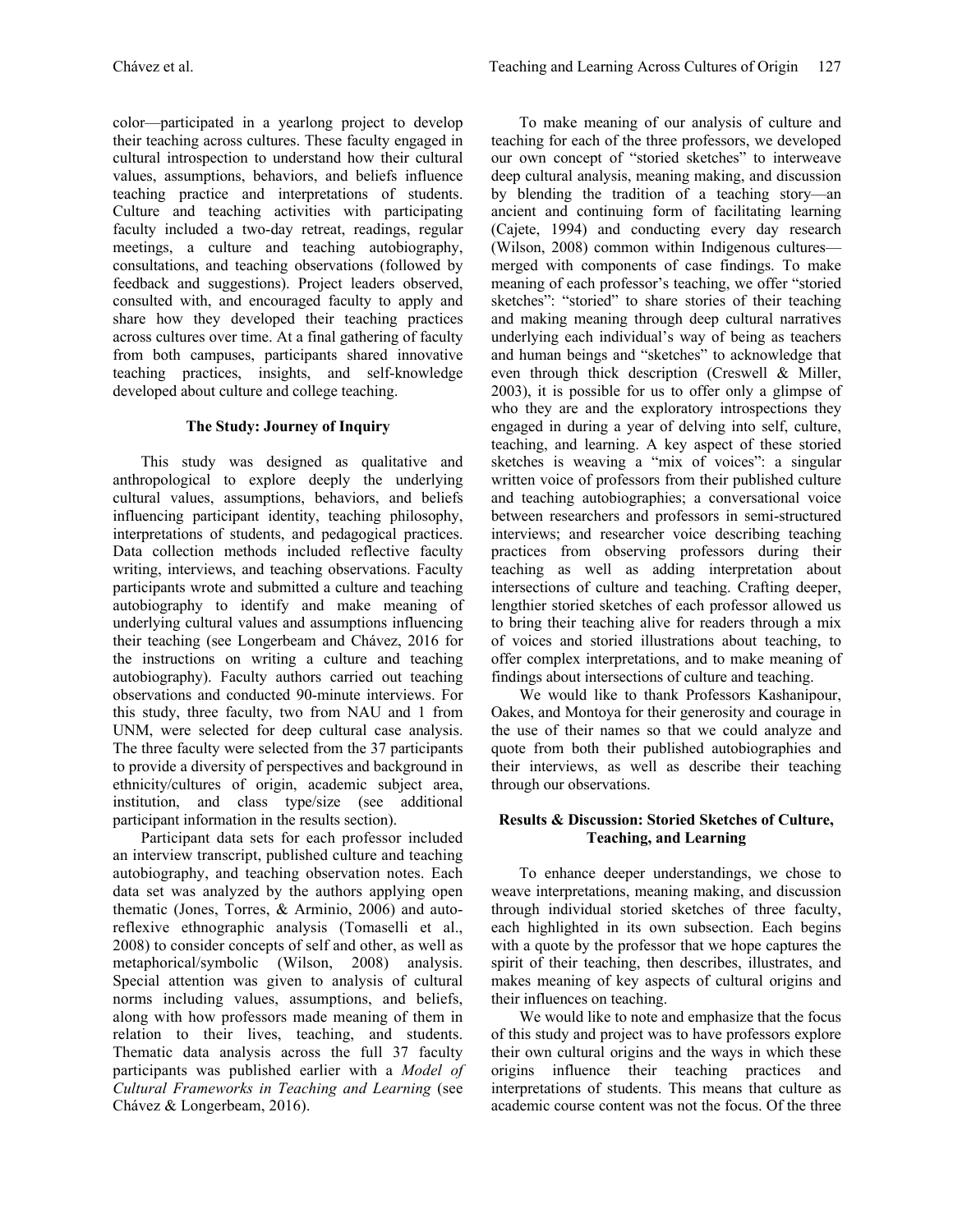color—participated in a yearlong project to develop their teaching across cultures. These faculty engaged in cultural introspection to understand how their cultural values, assumptions, behaviors, and beliefs influence teaching practice and interpretations of students. Culture and teaching activities with participating faculty included a two-day retreat, readings, regular meetings, a culture and teaching autobiography, consultations, and teaching observations (followed by feedback and suggestions). Project leaders observed, consulted with, and encouraged faculty to apply and share how they developed their teaching practices across cultures over time. At a final gathering of faculty from both campuses, participants shared innovative teaching practices, insights, and self-knowledge developed about culture and college teaching.

### The Study: Journey of Inquiry

This study was designed as qualitative and anthropological to explore deeply the underlying cultural values, assumptions, behaviors, and beliefs influencing participant identity, teaching philosophy, interpretations of students, and pedagogical practices. Data collection methods included reflective faculty writing, interviews, and teaching observations. Faculty participants wrote and submitted a culture and teaching autobiography to identify and make meaning of underlying cultural values and assumptions influencing their teaching (see Longerbeam and Chávez, 2016 for the instructions on writing a culture and teaching autobiography). Faculty authors carried out teaching observations and conducted 90-minute interviews. For this study, three faculty, two from NAU and 1 from UNM, were selected for deep cultural case analysis. The three faculty were selected from the 37 participants to provide a diversity of perspectives and background in ethnicity/cultures of origin, academic subject area, institution, and class type/size (see additional participant information in the results section).

Participant data sets for each professor included an interview transcript, published culture and teaching autobiography, and teaching observation notes. Each data set was analyzed by the authors applying open thematic (Jones, Torres, & Arminio, 2006) and auto-reflexive ethnographic analysis (Tomaselli et al., 2008) to consider concepts of self and other, as well as metaphorical/symbolic (Wilson, 2008) analysis. Special attention was given to analysis of cultural norms including values, assumptions, and beliefs, along with how professors made meaning of them in relation to their lives, teaching, and students. Thematic data analysis across the full 37 faculty participants was published earlier with a *Model of Cultural Frameworks in Teaching and Learning* (see Chávez & Longerbeam, 2016).

To make meaning of our analysis of culture and teaching for each of the three professors, we developed our own concept of "storied sketches" to interweave deep cultural analysis, meaning making, and discussion by blending the tradition of a teaching story—an ancient and continuing form of facilitating learning (Cajete, 1994) and conducting every day research (Wilson, 2008) common within Indigenous cultures—merged with components of case findings. To make meaning of each professor's teaching, we offer "storied sketches": "storied" to share stories of their teaching and making meaning through deep cultural narratives underlying each individual's way of being as teachers and human beings and "sketches" to acknowledge that even through thick description (Creswell & Miller, 2003), it is possible for us to offer only a glimpse of who they are and the exploratory introspections they engaged in during a year of delving into self, culture, teaching, and learning. A key aspect of these storied sketches is weaving a "mix of voices": a singular written voice of professors from their published culture and teaching autobiographies; a conversational voice between researchers and professors in semi-structured interviews; and researcher voice describing teaching practices from observing professors during their teaching as well as adding interpretation about intersections of culture and teaching. Crafting deeper, lengthier storied sketches of each professor allowed us to bring their teaching alive for readers through a mix of voices and storied illustrations about teaching, to offer complex interpretations, and to make meaning of findings about intersections of culture and teaching.

We would like to thank Professors Kashanipour, Oakes, and Montoya for their generosity and courage in the use of their names so that we could analyze and quote from both their published autobiographies and their interviews, as well as describe their teaching through our observations.

### Results & Discussion: Storied Sketches of Culture, Teaching, and Learning

To enhance deeper understandings, we chose to weave interpretations, meaning making, and discussion through individual storied sketches of three faculty, each highlighted in its own subsection. Each begins with a quote by the professor that we hope captures the spirit of their teaching, then describes, illustrates, and makes meaning of key aspects of cultural origins and their influences on teaching.

We would like to note and emphasize that the focus of this study and project was to have professors explore their own cultural origins and the ways in which these origins influence their teaching practices and interpretations of students. This means that culture as academic course content was not the focus. Of the three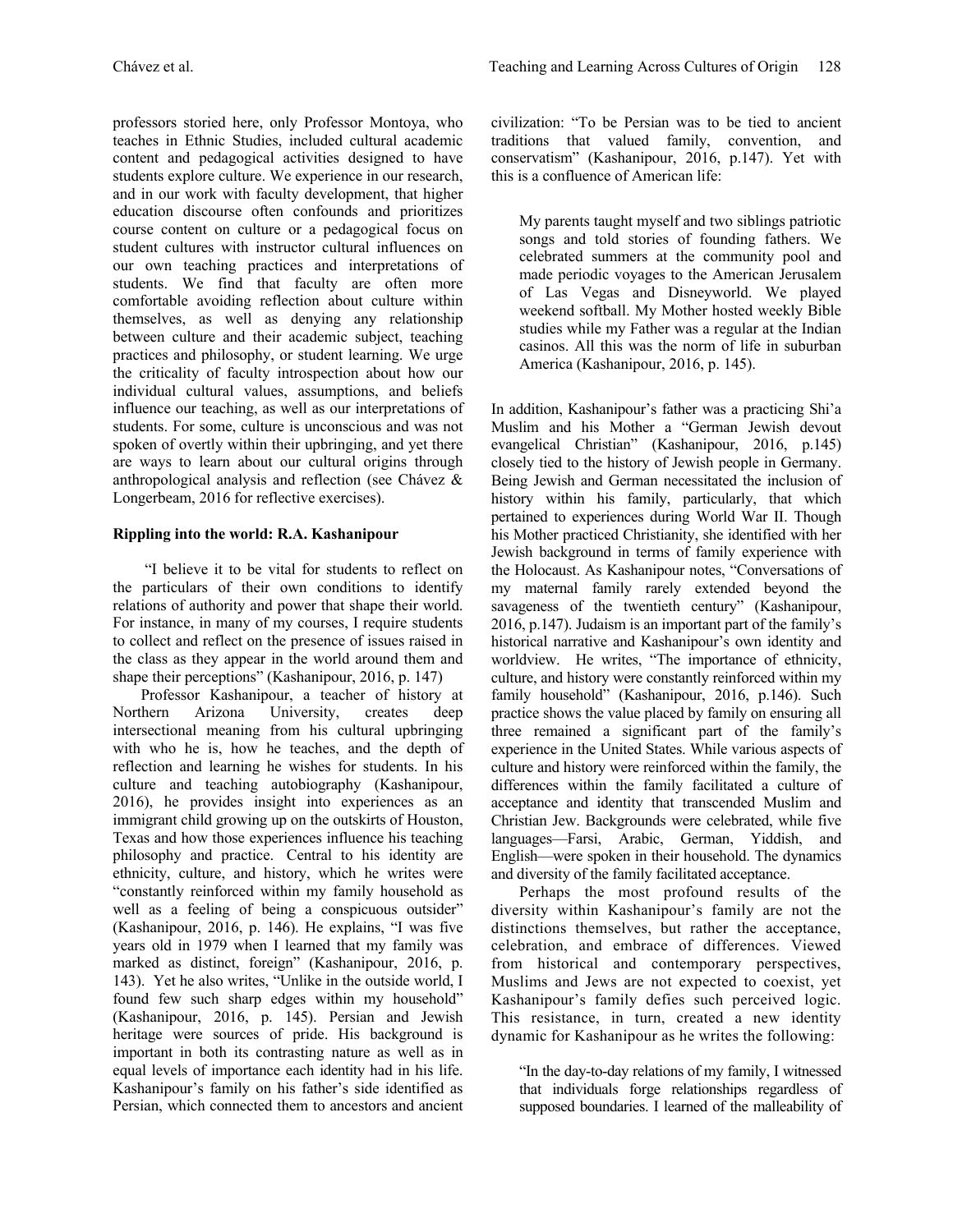professors storied here, only Professor Montoya, who teaches in Ethnic Studies, included cultural academic content and pedagogical activities designed to have students explore culture. We experience in our research, and in our work with faculty development, that higher education discourse often confounds and prioritizes course content on culture or a pedagogical focus on student cultures with instructor cultural influences on our own teaching practices and interpretations of students. We find that faculty are often more comfortable avoiding reflection about culture within themselves, as well as denying any relationship between culture and their academic subject, teaching practices and philosophy, or student learning. We urge the criticality of faculty introspection about how our individual cultural values, assumptions, and beliefs influence our teaching, as well as our interpretations of students. For some, culture is unconscious and was not spoken of overtly within their upbringing, and yet there are ways to learn about our cultural origins through anthropological analysis and reflection (see Chávez & Longerbeam, 2016 for reflective exercises).

**Rippling into the world: R.A. Kashanipour**

"I believe it to be vital for students to reflect on the particulars of their own conditions to identify relations of authority and power that shape their world. For instance, in many of my courses, I require students to collect and reflect on the presence of issues raised in the class as they appear in the world around them and shape their perceptions" (Kashanipour, 2016, p. 147)

Professor Kashanipour, a teacher of history at Northern Arizona University, creates deep intersectional meaning from his cultural upbringing with who he is, how he teaches, and the depth of reflection and learning he wishes for students. In his culture and teaching autobiography (Kashanipour, 2016), he provides insight into experiences as an immigrant child growing up on the outskirts of Houston, Texas and how those experiences influence his teaching philosophy and practice. Central to his identity are ethnicity, culture, and history, which he writes were "constantly reinforced within my family household as well as a feeling of being a conspicuous outsider" (Kashanipour, 2016, p. 146). He explains, "I was five years old in 1979 when I learned that my family was marked as distinct, foreign" (Kashanipour, 2016, p. 143). Yet he also writes, "Unlike in the outside world, I found few such sharp edges within my household" (Kashanipour, 2016, p. 145). Persian and Jewish heritage were sources of pride. His background is important in both its contrasting nature as well as in equal levels of importance each identity had in his life. Kashanipour's family on his father's side identified as Persian, which connected them to ancestors and ancient civilization: "To be Persian was to be tied to ancient traditions that valued family, convention, and conservatism" (Kashanipour, 2016, p.147). Yet with this is a confluence of American life:

> My parents taught myself and two siblings patriotic songs and told stories of founding fathers. We celebrated summers at the community pool and made periodic voyages to the American Jerusalem of Las Vegas and Disneyworld. We played weekend softball. My Mother hosted weekly Bible studies while my Father was a regular at the Indian casinos. All this was the norm of life in suburban America (Kashanipour, 2016, p. 145).

In addition, Kashanipour's father was a practicing Shi'a Muslim and his Mother a "German Jewish devout evangelical Christian" (Kashanipour, 2016, p.145) closely tied to the history of Jewish people in Germany. Being Jewish and German necessitated the inclusion of history within his family, particularly, that which pertained to experiences during World War II. Though his Mother practiced Christianity, she identified with her Jewish background in terms of family experience with the Holocaust. As Kashanipour notes, "Conversations of my maternal family rarely extended beyond the savageness of the twentieth century" (Kashanipour, 2016, p.147). Judaism is an important part of the family's historical narrative and Kashanipour's own identity and worldview. He writes, "The importance of ethnicity, culture, and history were constantly reinforced within my family household" (Kashanipour, 2016, p.146). Such practice shows the value placed by family on ensuring all three remained a significant part of the family's experience in the United States. While various aspects of culture and history were reinforced within the family, the differences within the family facilitated a culture of acceptance and identity that transcended Muslim and Christian Jew. Backgrounds were celebrated, while five languages—Farsi, Arabic, German, Yiddish, and English—were spoken in their household. The dynamics and diversity of the family facilitated acceptance.

Perhaps the most profound results of the diversity within Kashanipour's family are not the distinctions themselves, but rather the acceptance, celebration, and embrace of differences. Viewed from historical and contemporary perspectives, Muslims and Jews are not expected to coexist, yet Kashanipour's family defies such perceived logic. This resistance, in turn, created a new identity dynamic for Kashanipour as he writes the following:

> "In the day-to-day relations of my family, I witnessed that individuals forge relationships regardless of supposed boundaries. I learned of the malleability of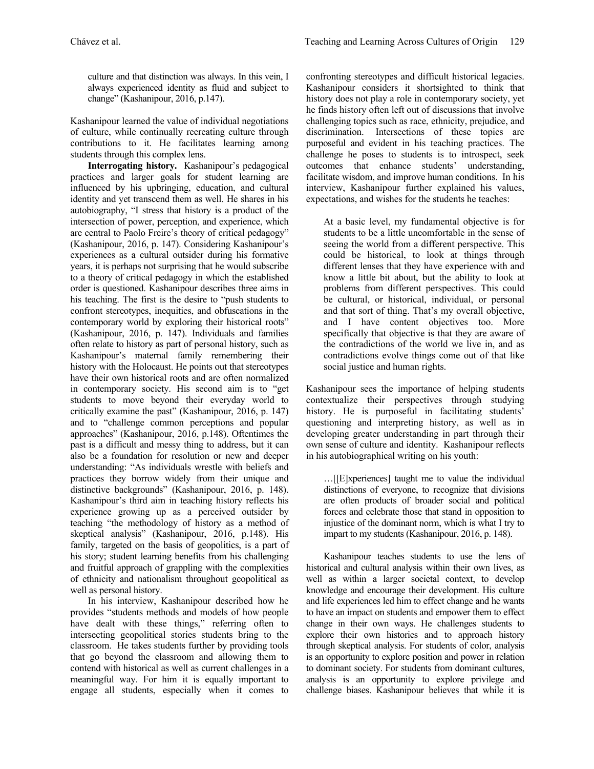culture and that distinction was always. In this vein, I always experienced identity as fluid and subject to change" (Kashanipour, 2016, p.147).

Kashanipour learned the value of individual negotiations of culture, while continually recreating culture through contributions to it. He facilitates learning among students through this complex lens.

**Interrogating history.** Kashanipour's pedagogical practices and larger goals for student learning are influenced by his upbringing, education, and cultural identity and yet transcend them as well. He shares in his autobiography, "I stress that history is a product of the intersection of power, perception, and experience, which are central to Paolo Freire's theory of critical pedagogy" (Kashanipour, 2016, p. 147). Considering Kashanipour's experiences as a cultural outsider during his formative years, it is perhaps not surprising that he would subscribe to a theory of critical pedagogy in which the established order is questioned. Kashanipour describes three aims in his teaching. The first is the desire to "push students to confront stereotypes, inequities, and obfuscations in the contemporary world by exploring their historical roots" (Kashanipour, 2016, p. 147). Individuals and families often relate to history as part of personal history, such as Kashanipour's maternal family remembering their history with the Holocaust. He points out that stereotypes have their own historical roots and are often normalized in contemporary society. His second aim is to "get students to move beyond their everyday world to critically examine the past" (Kashanipour, 2016, p. 147) and to "challenge common perceptions and popular approaches" (Kashanipour, 2016, p.148). Oftentimes the past is a difficult and messy thing to address, but it can also be a foundation for resolution or new and deeper understanding: "As individuals wrestle with beliefs and practices they borrow widely from their unique and distinctive backgrounds" (Kashanipour, 2016, p. 148). Kashanipour's third aim in teaching history reflects his experience growing up as a perceived outsider by teaching "the methodology of history as a method of skeptical analysis" (Kashanipour, 2016, p.148). His family, targeted on the basis of geopolitics, is a part of his story; student learning benefits from his challenging and fruitful approach of grappling with the complexities of ethnicity and nationalism throughout geopolitical as well as personal history.

In his interview, Kashanipour described how he provides "students methods and models of how people have dealt with these things," referring often to intersecting geopolitical stories students bring to the classroom. He takes students further by providing tools that go beyond the classroom and allowing them to contend with historical as well as current challenges in a meaningful way. For him it is equally important to engage all students, especially when it comes to confronting stereotypes and difficult historical legacies. Kashanipour considers it shortsighted to think that history does not play a role in contemporary society, yet he finds history often left out of discussions that involve challenging topics such as race, ethnicity, prejudice, and discrimination. Intersections of these topics are purposeful and evident in his teaching practices. The challenge he poses to students is to introspect, seek outcomes that enhance students' understanding, facilitate wisdom, and improve human conditions. In his interview, Kashanipour further explained his values, expectations, and wishes for the students he teaches:

> At a basic level, my fundamental objective is for students to be a little uncomfortable in the sense of seeing the world from a different perspective. This could be historical, to look at things through different lenses that they have experience with and know a little bit about, but the ability to look at problems from different perspectives. This could be cultural, or historical, individual, or personal and that sort of thing. That's my overall objective, and I have content objectives too. More specifically that objective is that they are aware of the contradictions of the world we live in, and as contradictions evolve things come out of that like social justice and human rights.

Kashanipour sees the importance of helping students contextualize their perspectives through studying history. He is purposeful in facilitating students' questioning and interpreting history, as well as in developing greater understanding in part through their own sense of culture and identity. Kashanipour reflects in his autobiographical writing on his youth:

> …[[E]xperiences] taught me to value the individual distinctions of everyone, to recognize that divisions are often products of broader social and political forces and celebrate those that stand in opposition to injustice of the dominant norm, which is what I try to impart to my students (Kashanipour, 2016, p. 148).

Kashanipour teaches students to use the lens of historical and cultural analysis within their own lives, as well as within a larger societal context, to develop knowledge and encourage their development. His culture and life experiences led him to effect change and he wants to have an impact on students and empower them to effect change in their own ways. He challenges students to explore their own histories and to approach history through skeptical analysis. For students of color, analysis is an opportunity to explore position and power in relation to dominant society. For students from dominant cultures, analysis is an opportunity to explore privilege and challenge biases. Kashanipour believes that while it is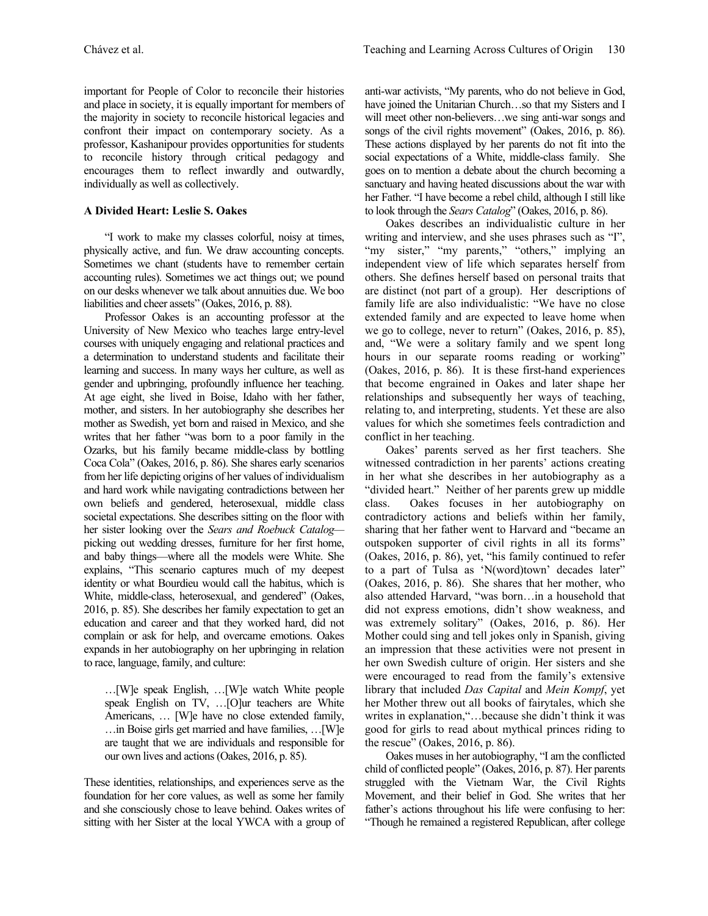important for People of Color to reconcile their histories and place in society, it is equally important for members of the majority in society to reconcile historical legacies and confront their impact on contemporary society. As a professor, Kashanipour provides opportunities for students to reconcile history through critical pedagogy and encourages them to reflect inwardly and outwardly, individually as well as collectively.

### A Divided Heart: Leslie S. Oakes

"I work to make my classes colorful, noisy at times, physically active, and fun. We draw accounting concepts. Sometimes we chant (students have to remember certain accounting rules). Sometimes we act things out; we pound on our desks whenever we talk about annuities due. We boo liabilities and cheer assets" (Oakes, 2016, p. 88).

Professor Oakes is an accounting professor at the University of New Mexico who teaches large entry-level courses with uniquely engaging and relational practices and a determination to understand students and facilitate their learning and success. In many ways her culture, as well as gender and upbringing, profoundly influence her teaching. At age eight, she lived in Boise, Idaho with her father, mother, and sisters. In her autobiography she describes her mother as Swedish, yet born and raised in Mexico, and she writes that her father "was born to a poor family in the Ozarks, but his family became middle-class by bottling Coca Cola" (Oakes, 2016, p. 86). She shares early scenarios from her life depicting origins of her values of individualism and hard work while navigating contradictions between her own beliefs and gendered, heterosexual, middle class societal expectations. She describes sitting on the floor with her sister looking over the *Sears and Roebuck Catalog*—picking out wedding dresses, furniture for her first home, and baby things—where all the models were White. She explains, "This scenario captures much of my deepest identity or what Bourdieu would call the habitus, which is White, middle-class, heterosexual, and gendered" (Oakes, 2016, p. 85). She describes her family expectation to get an education and career and that they worked hard, did not complain or ask for help, and overcame emotions. Oakes expands in her autobiography on her upbringing in relation to race, language, family, and culture:

> …[W]e speak English, …[W]e watch White people speak English on TV, …[O]ur teachers are White Americans, … [W]e have no close extended family, …in Boise girls get married and have families, …[W]e are taught that we are individuals and responsible for our own lives and actions (Oakes, 2016, p. 85).

These identities, relationships, and experiences serve as the foundation for her core values, as well as some her family and she consciously chose to leave behind. Oakes writes of sitting with her Sister at the local YWCA with a group of anti-war activists, "My parents, who do not believe in God, have joined the Unitarian Church…so that my Sisters and I will meet other non-believers…we sing anti-war songs and songs of the civil rights movement" (Oakes, 2016, p. 86). These actions displayed by her parents do not fit into the social expectations of a White, middle-class family. She goes on to mention a debate about the church becoming a sanctuary and having heated discussions about the war with her Father. "I have become a rebel child, although I still like to look through the *Sears Catalog*" (Oakes, 2016, p. 86).

Oakes describes an individualistic culture in her writing and interview, and she uses phrases such as "I", "my sister," "my parents," "others," implying an independent view of life which separates herself from others. She defines herself based on personal traits that are distinct (not part of a group). Her descriptions of family life are also individualistic: "We have no close extended family and are expected to leave home when we go to college, never to return" (Oakes, 2016, p. 85), and, "We were a solitary family and we spent long hours in our separate rooms reading or working" (Oakes, 2016, p. 86). It is these first-hand experiences that become engrained in Oakes and later shape her relationships and subsequently her ways of teaching, relating to, and interpreting, students. Yet these are also values for which she sometimes feels contradiction and conflict in her teaching.

Oakes' parents served as her first teachers. She witnessed contradiction in her parents' actions creating in her what she describes in her autobiography as a "divided heart." Neither of her parents grew up middle class. Oakes focuses in her autobiography on contradictory actions and beliefs within her family, sharing that her father went to Harvard and "became an outspoken supporter of civil rights in all its forms" (Oakes, 2016, p. 86), yet, "his family continued to refer to a part of Tulsa as 'N(word)town' decades later" (Oakes, 2016, p. 86). She shares that her mother, who also attended Harvard, "was born…in a household that did not express emotions, didn't show weakness, and was extremely solitary" (Oakes, 2016, p. 86). Her Mother could sing and tell jokes only in Spanish, giving an impression that these activities were not present in her own Swedish culture of origin. Her sisters and she were encouraged to read from the family's extensive library that included *Das Capital* and *Mein Kompf*, yet her Mother threw out all books of fairytales, which she writes in explanation,"…because she didn't think it was good for girls to read about mythical princes riding to the rescue" (Oakes, 2016, p. 86).

Oakes muses in her autobiography, "I am the conflicted child of conflicted people" (Oakes, 2016, p. 87). Her parents struggled with the Vietnam War, the Civil Rights Movement, and their belief in God. She writes that her father's actions throughout his life were confusing to her: "Though he remained a registered Republican, after college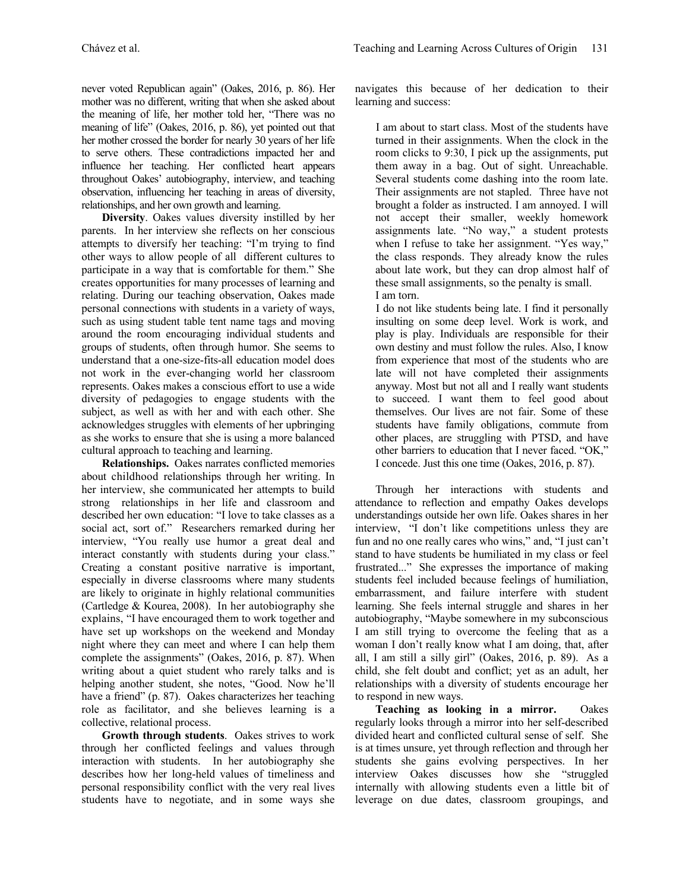never voted Republican again" (Oakes, 2016, p. 86). Her mother was no different, writing that when she asked about the meaning of life, her mother told her, "There was no meaning of life" (Oakes, 2016, p. 86), yet pointed out that her mother crossed the border for nearly 30 years of her life to serve others. These contradictions impacted her and influence her teaching. Her conflicted heart appears throughout Oakes' autobiography, interview, and teaching observation, influencing her teaching in areas of diversity, relationships, and her own growth and learning.

**Diversity**. Oakes values diversity instilled by her parents. In her interview she reflects on her conscious attempts to diversify her teaching: "I'm trying to find other ways to allow people of all different cultures to participate in a way that is comfortable for them." She creates opportunities for many processes of learning and relating. During our teaching observation, Oakes made personal connections with students in a variety of ways, such as using student table tent name tags and moving around the room encouraging individual students and groups of students, often through humor. She seems to understand that a one-size-fits-all education model does not work in the ever-changing world her classroom represents. Oakes makes a conscious effort to use a wide diversity of pedagogies to engage students with the subject, as well as with her and with each other. She acknowledges struggles with elements of her upbringing as she works to ensure that she is using a more balanced cultural approach to teaching and learning.

**Relationships.** Oakes narrates conflicted memories about childhood relationships through her writing. In her interview, she communicated her attempts to build strong relationships in her life and classroom and described her own education: "I love to take classes as a social act, sort of." Researchers remarked during her interview, "You really use humor a great deal and interact constantly with students during your class." Creating a constant positive narrative is important, especially in diverse classrooms where many students are likely to originate in highly relational communities (Cartledge & Kourea, 2008). In her autobiography she explains, "I have encouraged them to work together and have set up workshops on the weekend and Monday night where they can meet and where I can help them complete the assignments" (Oakes, 2016, p. 87). When writing about a quiet student who rarely talks and is helping another student, she notes, "Good. Now he'll have a friend" (p. 87). Oakes characterizes her teaching role as facilitator, and she believes learning is a collective, relational process.

**Growth through students**. Oakes strives to work through her conflicted feelings and values through interaction with students. In her autobiography she describes how her long-held values of timeliness and personal responsibility conflict with the very real lives students have to negotiate, and in some ways she navigates this because of her dedication to their learning and success:

> I am about to start class. Most of the students have turned in their assignments. When the clock in the room clicks to 9:30, I pick up the assignments, put them away in a bag. Out of sight. Unreachable. Several students come dashing into the room late. Their assignments are not stapled. Three have not brought a folder as instructed. I am annoyed. I will not accept their smaller, weekly homework assignments late. "No way," a student protests when I refuse to take her assignment. "Yes way," the class responds. They already know the rules about late work, but they can drop almost half of these small assignments, so the penalty is small.
>
> I am torn.
>
> I do not like students being late. I find it personally insulting on some deep level. Work is work, and play is play. Individuals are responsible for their own destiny and must follow the rules. Also, I know from experience that most of the students who are late will not have completed their assignments anyway. Most but not all and I really want students to succeed. I want them to feel good about themselves. Our lives are not fair. Some of these students have family obligations, commute from other places, are struggling with PTSD, and have other barriers to education that I never faced. "OK," I concede. Just this one time (Oakes, 2016, p. 87).

Through her interactions with students and attendance to reflection and empathy Oakes develops understandings outside her own life. Oakes shares in her interview, "I don't like competitions unless they are fun and no one really cares who wins," and, "I just can't stand to have students be humiliated in my class or feel frustrated..." She expresses the importance of making students feel included because feelings of humiliation, embarrassment, and failure interfere with student learning. She feels internal struggle and shares in her autobiography, "Maybe somewhere in my subconscious I am still trying to overcome the feeling that as a woman I don't really know what I am doing, that, after all, I am still a silly girl" (Oakes, 2016, p. 89). As a child, she felt doubt and conflict; yet as an adult, her relationships with a diversity of students encourage her to respond in new ways.

**Teaching as looking in a mirror.** Oakes regularly looks through a mirror into her self-described divided heart and conflicted cultural sense of self. She is at times unsure, yet through reflection and through her students she gains evolving perspectives. In her interview Oakes discusses how she "struggled internally with allowing students even a little bit of leverage on due dates, classroom groupings, and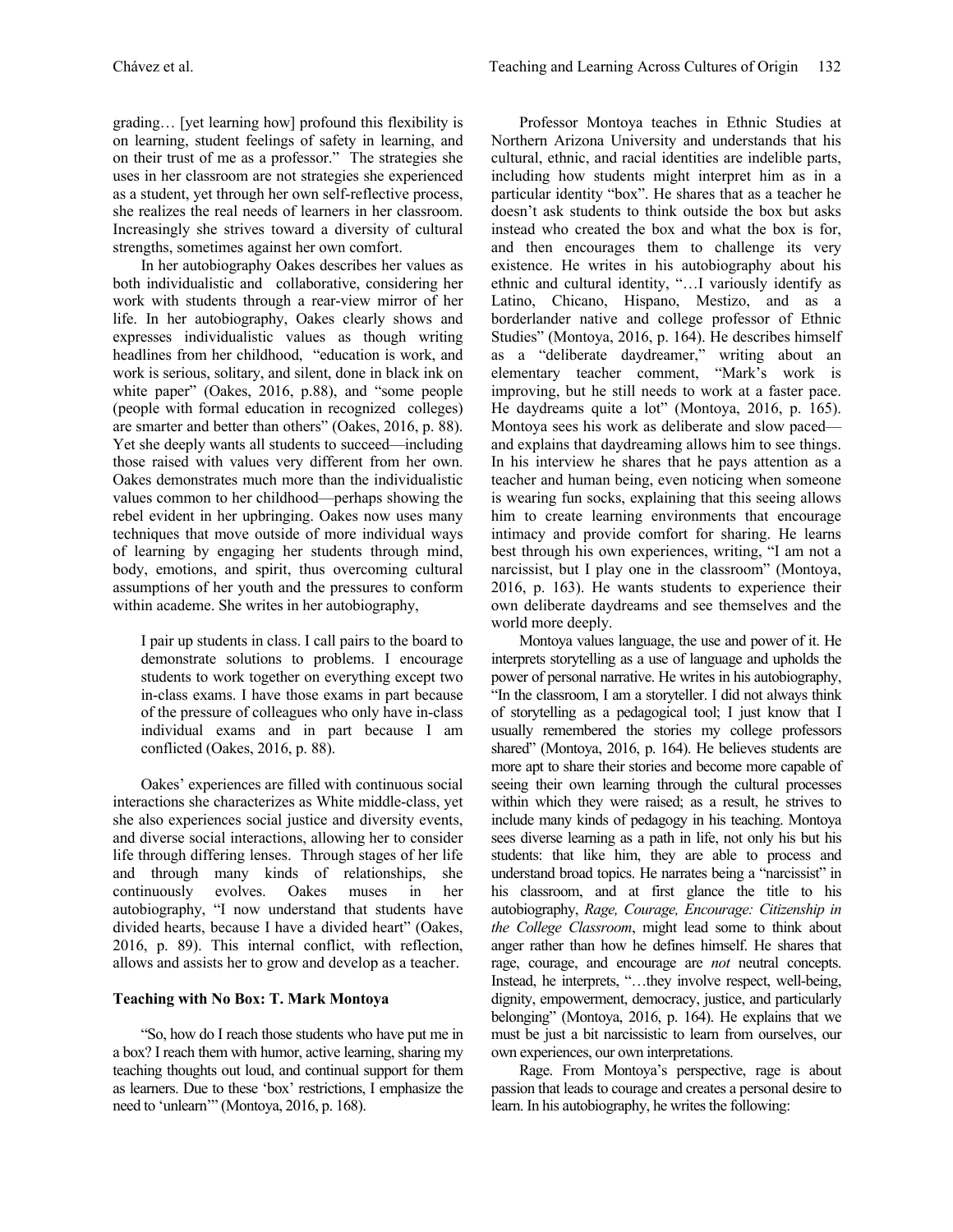grading… [yet learning how] profound this flexibility is on learning, student feelings of safety in learning, and on their trust of me as a professor." The strategies she uses in her classroom are not strategies she experienced as a student, yet through her own self-reflective process, she realizes the real needs of learners in her classroom. Increasingly she strives toward a diversity of cultural strengths, sometimes against her own comfort.

In her autobiography Oakes describes her values as both individualistic and collaborative, considering her work with students through a rear-view mirror of her life. In her autobiography, Oakes clearly shows and expresses individualistic values as though writing headlines from her childhood, "education is work, and work is serious, solitary, and silent, done in black ink on white paper" (Oakes, 2016, p.88), and "some people (people with formal education in recognized colleges) are smarter and better than others" (Oakes, 2016, p. 88). Yet she deeply wants all students to succeed—including those raised with values very different from her own. Oakes demonstrates much more than the individualistic values common to her childhood—perhaps showing the rebel evident in her upbringing. Oakes now uses many techniques that move outside of more individual ways of learning by engaging her students through mind, body, emotions, and spirit, thus overcoming cultural assumptions of her youth and the pressures to conform within academe. She writes in her autobiography,

> I pair up students in class. I call pairs to the board to demonstrate solutions to problems. I encourage students to work together on everything except two in-class exams. I have those exams in part because of the pressure of colleagues who only have in-class individual exams and in part because I am conflicted (Oakes, 2016, p. 88).

Oakes' experiences are filled with continuous social interactions she characterizes as White middle-class, yet she also experiences social justice and diversity events, and diverse social interactions, allowing her to consider life through differing lenses. Through stages of her life and through many kinds of relationships, she continuously evolves. Oakes muses in her autobiography, "I now understand that students have divided hearts, because I have a divided heart" (Oakes, 2016, p. 89). This internal conflict, with reflection, allows and assists her to grow and develop as a teacher.

### Teaching with No Box: T. Mark Montoya

"So, how do I reach those students who have put me in a box? I reach them with humor, active learning, sharing my teaching thoughts out loud, and continual support for them as learners. Due to these 'box' restrictions, I emphasize the need to 'unlearn'" (Montoya, 2016, p. 168).

Professor Montoya teaches in Ethnic Studies at Northern Arizona University and understands that his cultural, ethnic, and racial identities are indelible parts, including how students might interpret him as in a particular identity "box". He shares that as a teacher he doesn't ask students to think outside the box but asks instead who created the box and what the box is for, and then encourages them to challenge its very existence. He writes in his autobiography about his ethnic and cultural identity, "…I variously identify as Latino, Chicano, Hispano, Mestizo, and as a borderlander native and college professor of Ethnic Studies" (Montoya, 2016, p. 164). He describes himself as a "deliberate daydreamer," writing about an elementary teacher comment, "Mark's work is improving, but he still needs to work at a faster pace. He daydreams quite a lot" (Montoya, 2016, p. 165). Montoya sees his work as deliberate and slow paced—and explains that daydreaming allows him to see things. In his interview he shares that he pays attention as a teacher and human being, even noticing when someone is wearing fun socks, explaining that this seeing allows him to create learning environments that encourage intimacy and provide comfort for sharing. He learns best through his own experiences, writing, "I am not a narcissist, but I play one in the classroom" (Montoya, 2016, p. 163). He wants students to experience their own deliberate daydreams and see themselves and the world more deeply.

Montoya values language, the use and power of it. He interprets storytelling as a use of language and upholds the power of personal narrative. He writes in his autobiography, "In the classroom, I am a storyteller. I did not always think of storytelling as a pedagogical tool; I just know that I usually remembered the stories my college professors shared" (Montoya, 2016, p. 164). He believes students are more apt to share their stories and become more capable of seeing their own learning through the cultural processes within which they were raised; as a result, he strives to include many kinds of pedagogy in his teaching. Montoya sees diverse learning as a path in life, not only his but his students: that like him, they are able to process and understand broad topics. He narrates being a "narcissist" in his classroom, and at first glance the title to his autobiography, *Rage, Courage, Encourage: Citizenship in the College Classroom*, might lead some to think about anger rather than how he defines himself. He shares that rage, courage, and encourage are *not* neutral concepts. Instead, he interprets, "…they involve respect, well-being, dignity, empowerment, democracy, justice, and particularly belonging" (Montoya, 2016, p. 164). He explains that we must be just a bit narcissistic to learn from ourselves, our own experiences, our own interpretations.

Rage. From Montoya's perspective, rage is about passion that leads to courage and creates a personal desire to learn. In his autobiography, he writes the following: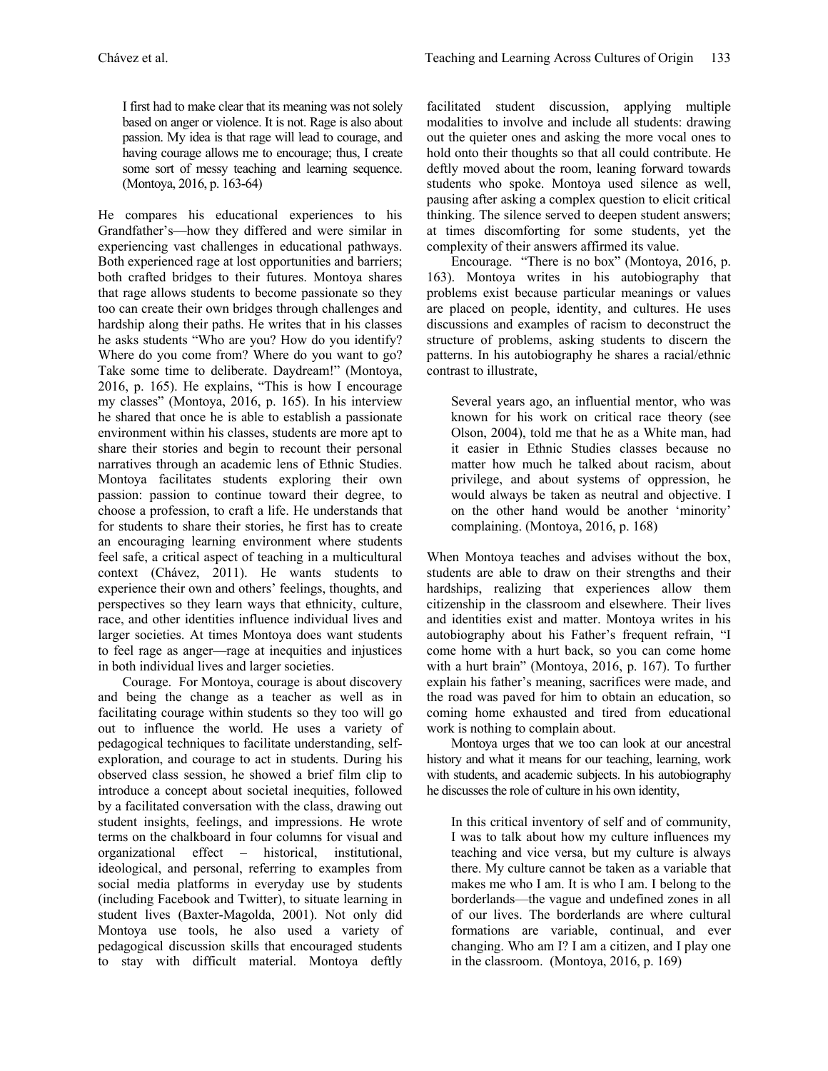> I first had to make clear that its meaning was not solely based on anger or violence. It is not. Rage is also about passion. My idea is that rage will lead to courage, and having courage allows me to encourage; thus, I create some sort of messy teaching and learning sequence. (Montoya, 2016, p. 163-64)

He compares his educational experiences to his Grandfather's—how they differed and were similar in experiencing vast challenges in educational pathways. Both experienced rage at lost opportunities and barriers; both crafted bridges to their futures. Montoya shares that rage allows students to become passionate so they too can create their own bridges through challenges and hardship along their paths. He writes that in his classes he asks students "Who are you? How do you identify? Where do you come from? Where do you want to go? Take some time to deliberate. Daydream!" (Montoya, 2016, p. 165). He explains, "This is how I encourage my classes" (Montoya, 2016, p. 165). In his interview he shared that once he is able to establish a passionate environment within his classes, students are more apt to share their stories and begin to recount their personal narratives through an academic lens of Ethnic Studies. Montoya facilitates students exploring their own passion: passion to continue toward their degree, to choose a profession, to craft a life. He understands that for students to share their stories, he first has to create an encouraging learning environment where students feel safe, a critical aspect of teaching in a multicultural context (Chávez, 2011). He wants students to experience their own and others' feelings, thoughts, and perspectives so they learn ways that ethnicity, culture, race, and other identities influence individual lives and larger societies. At times Montoya does want students to feel rage as anger—rage at inequities and injustices in both individual lives and larger societies.

Courage. For Montoya, courage is about discovery and being the change as a teacher as well as in facilitating courage within students so they too will go out to influence the world. He uses a variety of pedagogical techniques to facilitate understanding, self-exploration, and courage to act in students. During his observed class session, he showed a brief film clip to introduce a concept about societal inequities, followed by a facilitated conversation with the class, drawing out student insights, feelings, and impressions. He wrote terms on the chalkboard in four columns for visual and organizational effect – historical, institutional, ideological, and personal, referring to examples from social media platforms in everyday use by students (including Facebook and Twitter), to situate learning in student lives (Baxter-Magolda, 2001). Not only did Montoya use tools, he also used a variety of pedagogical discussion skills that encouraged students to stay with difficult material. Montoya deftly facilitated student discussion, applying multiple modalities to involve and include all students: drawing out the quieter ones and asking the more vocal ones to hold onto their thoughts so that all could contribute. He deftly moved about the room, leaning forward towards students who spoke. Montoya used silence as well, pausing after asking a complex question to elicit critical thinking. The silence served to deepen student answers; at times discomforting for some students, yet the complexity of their answers affirmed its value.

Encourage. "There is no box" (Montoya, 2016, p. 163). Montoya writes in his autobiography that problems exist because particular meanings or values are placed on people, identity, and cultures. He uses discussions and examples of racism to deconstruct the structure of problems, asking students to discern the patterns. In his autobiography he shares a racial/ethnic contrast to illustrate,

> Several years ago, an influential mentor, who was known for his work on critical race theory (see Olson, 2004), told me that he as a White man, had it easier in Ethnic Studies classes because no matter how much he talked about racism, about privilege, and about systems of oppression, he would always be taken as neutral and objective. I on the other hand would be another 'minority' complaining. (Montoya, 2016, p. 168)

When Montoya teaches and advises without the box, students are able to draw on their strengths and their hardships, realizing that experiences allow them citizenship in the classroom and elsewhere. Their lives and identities exist and matter. Montoya writes in his autobiography about his Father's frequent refrain, "I come home with a hurt back, so you can come home with a hurt brain" (Montoya, 2016, p. 167). To further explain his father's meaning, sacrifices were made, and the road was paved for him to obtain an education, so coming home exhausted and tired from educational work is nothing to complain about.

Montoya urges that we too can look at our ancestral history and what it means for our teaching, learning, work with students, and academic subjects. In his autobiography he discusses the role of culture in his own identity,

> In this critical inventory of self and of community, I was to talk about how my culture influences my teaching and vice versa, but my culture is always there. My culture cannot be taken as a variable that makes me who I am. It is who I am. I belong to the borderlands—the vague and undefined zones in all of our lives. The borderlands are where cultural formations are variable, continual, and ever changing. Who am I? I am a citizen, and I play one in the classroom. (Montoya, 2016, p. 169)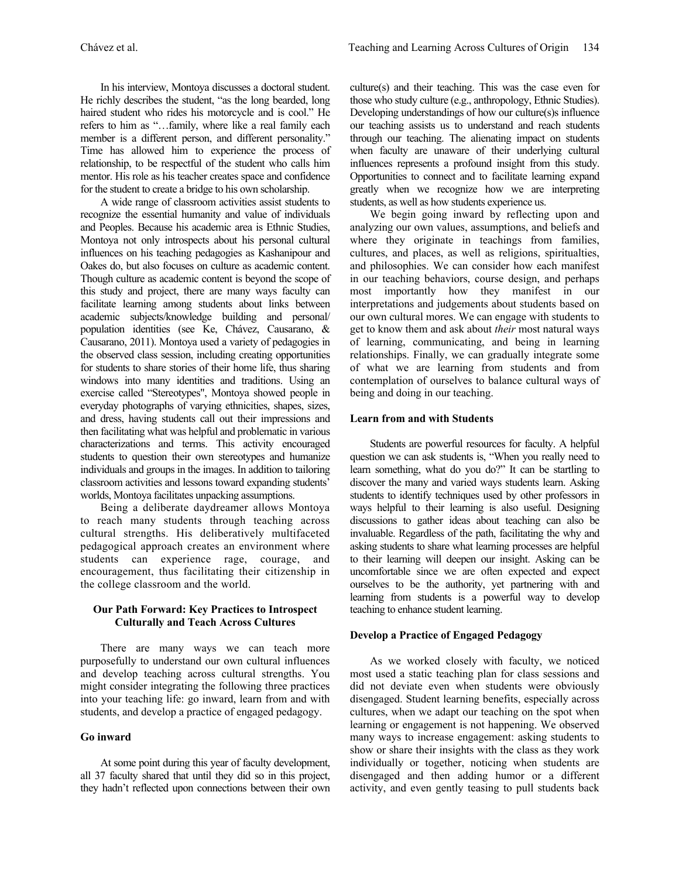In his interview, Montoya discusses a doctoral student. He richly describes the student, "as the long bearded, long haired student who rides his motorcycle and is cool." He refers to him as "…family, where like a real family each member is a different person, and different personality." Time has allowed him to experience the process of relationship, to be respectful of the student who calls him mentor. His role as his teacher creates space and confidence for the student to create a bridge to his own scholarship.

A wide range of classroom activities assist students to recognize the essential humanity and value of individuals and Peoples. Because his academic area is Ethnic Studies, Montoya not only introspects about his personal cultural influences on his teaching pedagogies as Kashanipour and Oakes do, but also focuses on culture as academic content. Though culture as academic content is beyond the scope of this study and project, there are many ways faculty can facilitate learning among students about links between academic subjects/knowledge building and personal/population identities (see Ke, Chávez, Causarano, & Causarano, 2011). Montoya used a variety of pedagogies in the observed class session, including creating opportunities for students to share stories of their home life, thus sharing windows into many identities and traditions. Using an exercise called "Stereotypes", Montoya showed people in everyday photographs of varying ethnicities, shapes, sizes, and dress, having students call out their impressions and then facilitating what was helpful and problematic in various characterizations and terms. This activity encouraged students to question their own stereotypes and humanize individuals and groups in the images. In addition to tailoring classroom activities and lessons toward expanding students' worlds, Montoya facilitates unpacking assumptions.

Being a deliberate daydreamer allows Montoya to reach many students through teaching across cultural strengths. His deliberatively multifaceted pedagogical approach creates an environment where students can experience rage, courage, and encouragement, thus facilitating their citizenship in the college classroom and the world.

## Our Path Forward: Key Practices to Introspect Culturally and Teach Across Cultures

There are many ways we can teach more purposefully to understand our own cultural influences and develop teaching across cultural strengths. You might consider integrating the following three practices into your teaching life: go inward, learn from and with students, and develop a practice of engaged pedagogy.

### Go inward

At some point during this year of faculty development, all 37 faculty shared that until they did so in this project, they hadn't reflected upon connections between their own culture(s) and their teaching. This was the case even for those who study culture (e.g., anthropology, Ethnic Studies). Developing understandings of how our culture(s)s influence our teaching assists us to understand and reach students through our teaching. The alienating impact on students when faculty are unaware of their underlying cultural influences represents a profound insight from this study. Opportunities to connect and to facilitate learning expand greatly when we recognize how we are interpreting students, as well as how students experience us.

We begin going inward by reflecting upon and analyzing our own values, assumptions, and beliefs and where they originate in teachings from families, cultures, and places, as well as religions, spiritualties, and philosophies. We can consider how each manifest in our teaching behaviors, course design, and perhaps most importantly how they manifest in our interpretations and judgements about students based on our own cultural mores. We can engage with students to get to know them and ask about *their* most natural ways of learning, communicating, and being in learning relationships. Finally, we can gradually integrate some of what we are learning from students and from contemplation of ourselves to balance cultural ways of being and doing in our teaching.

### Learn from and with Students

Students are powerful resources for faculty. A helpful question we can ask students is, "When you really need to learn something, what do you do?" It can be startling to discover the many and varied ways students learn. Asking students to identify techniques used by other professors in ways helpful to their learning is also useful. Designing discussions to gather ideas about teaching can also be invaluable. Regardless of the path, facilitating the why and asking students to share what learning processes are helpful to their learning will deepen our insight. Asking can be uncomfortable since we are often expected and expect ourselves to be the authority, yet partnering with and learning from students is a powerful way to develop teaching to enhance student learning.

### Develop a Practice of Engaged Pedagogy

As we worked closely with faculty, we noticed most used a static teaching plan for class sessions and did not deviate even when students were obviously disengaged. Student learning benefits, especially across cultures, when we adapt our teaching on the spot when learning or engagement is not happening. We observed many ways to increase engagement: asking students to show or share their insights with the class as they work individually or together, noticing when students are disengaged and then adding humor or a different activity, and even gently teasing to pull students back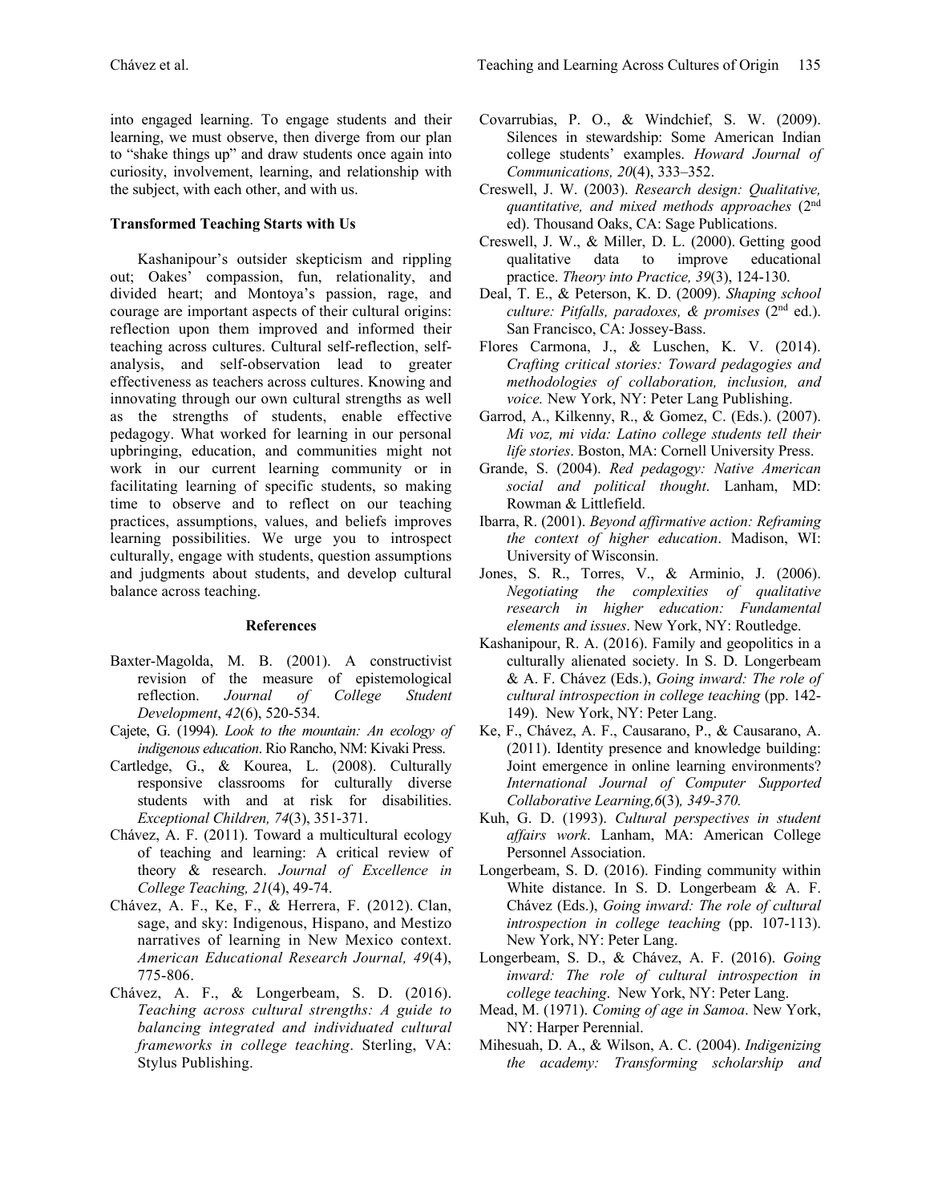into engaged learning. To engage students and their learning, we must observe, then diverge from our plan to "shake things up" and draw students once again into curiosity, involvement, learning, and relationship with the subject, with each other, and with us.

### Transformed Teaching Starts with Us

Kashanipour's outsider skepticism and rippling out; Oakes' compassion, fun, relationality, and divided heart; and Montoya's passion, rage, and courage are important aspects of their cultural origins: reflection upon them improved and informed their teaching across cultures. Cultural self-reflection, self-analysis, and self-observation lead to greater effectiveness as teachers across cultures. Knowing and innovating through our own cultural strengths as well as the strengths of students, enable effective pedagogy. What worked for learning in our personal upbringing, education, and communities might not work in our current learning community or in facilitating learning of specific students, so making time to observe and to reflect on our teaching practices, assumptions, values, and beliefs improves learning possibilities. We urge you to introspect culturally, engage with students, question assumptions and judgments about students, and develop cultural balance across teaching.

### References

Baxter-Magolda, M. B. (2001). A constructivist revision of the measure of epistemological reflection. *Journal of College Student Development*, *42*(6), 520-534.

Cajete, G. (1994). *Look to the mountain: An ecology of indigenous education*. Rio Rancho, NM: Kivaki Press.

Cartledge, G., & Kourea, L. (2008). Culturally responsive classrooms for culturally diverse students with and at risk for disabilities. *Exceptional Children, 74*(3), 351-371.

Chávez, A. F. (2011). Toward a multicultural ecology of teaching and learning: A critical review of theory & research. *Journal of Excellence in College Teaching, 21*(4), 49-74.

Chávez, A. F., Ke, F., & Herrera, F. (2012). Clan, sage, and sky: Indigenous, Hispano, and Mestizo narratives of learning in New Mexico context. *American Educational Research Journal, 49*(4), 775-806.

Chávez, A. F., & Longerbeam, S. D. (2016). *Teaching across cultural strengths: A guide to balancing integrated and individuated cultural frameworks in college teaching*. Sterling, VA: Stylus Publishing.

Covarrubias, P. O., & Windchief, S. W. (2009). Silences in stewardship: Some American Indian college students' examples. *Howard Journal of Communications, 20*(4), 333–352.

Creswell, J. W. (2003). *Research design: Qualitative, quantitative, and mixed methods approaches* (2nd ed). Thousand Oaks, CA: Sage Publications.

Creswell, J. W., & Miller, D. L. (2000). Getting good qualitative data to improve educational practice. *Theory into Practice, 39*(3), 124-130.

Deal, T. E., & Peterson, K. D. (2009). *Shaping school culture: Pitfalls, paradoxes, & promises* (2nd ed.). San Francisco, CA: Jossey-Bass.

Flores Carmona, J., & Luschen, K. V. (2014). *Crafting critical stories: Toward pedagogies and methodologies of collaboration, inclusion, and voice.* New York, NY: Peter Lang Publishing.

Garrod, A., Kilkenny, R., & Gomez, C. (Eds.). (2007). *Mi voz, mi vida: Latino college students tell their life stories*. Boston, MA: Cornell University Press.

Grande, S. (2004). *Red pedagogy: Native American social and political thought*. Lanham, MD: Rowman & Littlefield.

Ibarra, R. (2001). *Beyond affirmative action: Reframing the context of higher education*. Madison, WI: University of Wisconsin.

Jones, S. R., Torres, V., & Arminio, J. (2006). *Negotiating the complexities of qualitative research in higher education: Fundamental elements and issues*. New York, NY: Routledge.

Kashanipour, R. A. (2016). Family and geopolitics in a culturally alienated society. In S. D. Longerbeam & A. F. Chávez (Eds.), *Going inward: The role of cultural introspection in college teaching* (pp. 142-149). New York, NY: Peter Lang.

Ke, F., Chávez, A. F., Causarano, P., & Causarano, A. (2011). Identity presence and knowledge building: Joint emergence in online learning environments? *International Journal of Computer Supported Collaborative Learning,6*(3)*, 349-370.*

Kuh, G. D. (1993). *Cultural perspectives in student affairs work*. Lanham, MA: American College Personnel Association.

Longerbeam, S. D. (2016). Finding community within White distance. In S. D. Longerbeam & A. F. Chávez (Eds.), *Going inward: The role of cultural introspection in college teaching* (pp. 107-113). New York, NY: Peter Lang.

Longerbeam, S. D., & Chávez, A. F. (2016). *Going inward: The role of cultural introspection in college teaching*. New York, NY: Peter Lang.

Mead, M. (1971). *Coming of age in Samoa*. New York, NY: Harper Perennial.

Mihesuah, D. A., & Wilson, A. C. (2004). *Indigenizing the academy: Transforming scholarship and*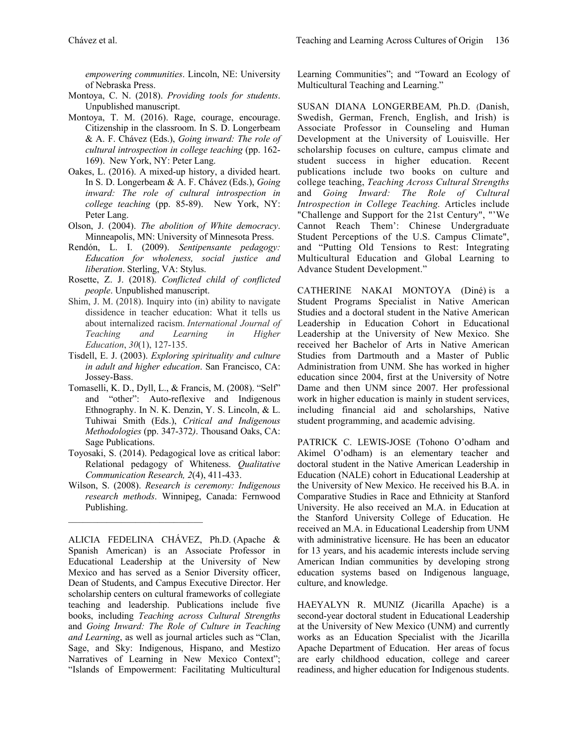*empowering communities*. Lincoln, NE: University of Nebraska Press.

Montoya, C. N. (2018). *Providing tools for students*. Unpublished manuscript.

Montoya, T. M. (2016). Rage, courage, encourage. Citizenship in the classroom. In S. D. Longerbeam & A. F. Chávez (Eds.), *Going inward: The role of cultural introspection in college teaching* (pp. 162-169). New York, NY: Peter Lang.

Oakes, L. (2016). A mixed-up history, a divided heart. In S. D. Longerbeam & A. F. Chávez (Eds.), *Going inward: The role of cultural introspection in college teaching* (pp. 85-89). New York, NY: Peter Lang.

Olson, J. (2004). *The abolition of White democracy*. Minneapolis, MN: University of Minnesota Press.

Rendón, L. I. (2009). *Sentipensante pedagogy: Education for wholeness, social justice and liberation*. Sterling, VA: Stylus.

Rosette, Z. J. (2018). *Conflicted child of conflicted people*. Unpublished manuscript.

Shim, J. M. (2018). Inquiry into (in) ability to navigate dissidence in teacher education: What it tells us about internalized racism. *International Journal of Teaching and Learning in Higher Education*, *30*(1), 127-135.

Tisdell, E. J. (2003). *Exploring spirituality and culture in adult and higher education*. San Francisco, CA: Jossey-Bass.

Tomaselli, K. D., Dyll, L., & Francis, M. (2008). "Self" and "other": Auto-reflexive and Indigenous Ethnography. In N. K. Denzin, Y. S. Lincoln, & L. Tuhiwai Smith (Eds.), *Critical and Indigenous Methodologies* (pp. 347-372*)*. Thousand Oaks, CA: Sage Publications.

Toyosaki, S. (2014). Pedagogical love as critical labor: Relational pedagogy of Whiteness. *Qualitative Communication Research, 2*(4), 411-433.

Wilson, S. (2008). *Research is ceremony: Indigenous research methods*. Winnipeg, Canada: Fernwood Publishing.

---

ALICIA FEDELINA CHÁVEZ, Ph.D. (Apache & Spanish American) is an Associate Professor in Educational Leadership at the University of New Mexico and has served as a Senior Diversity officer, Dean of Students, and Campus Executive Director. Her scholarship centers on cultural frameworks of collegiate teaching and leadership. Publications include five books, including *Teaching across Cultural Strengths* and *Going Inward: The Role of Culture in Teaching and Learning*, as well as journal articles such as "Clan, Sage, and Sky: Indigenous, Hispano, and Mestizo Narratives of Learning in New Mexico Context"; "Islands of Empowerment: Facilitating Multicultural Learning Communities"; and "Toward an Ecology of Multicultural Teaching and Learning."

SUSAN DIANA LONGERBEAM*,* Ph.D. (Danish, Swedish, German, French, English, and Irish) is Associate Professor in Counseling and Human Development at the University of Louisville. Her scholarship focuses on culture, campus climate and student success in higher education. Recent publications include two books on culture and college teaching, *Teaching Across Cultural Strengths* and *Going Inward: The Role of Cultural Introspection in College Teaching.* Articles include "Challenge and Support for the 21st Century", "'We Cannot Reach Them': Chinese Undergraduate Student Perceptions of the U.S. Campus Climate", and "Putting Old Tensions to Rest: Integrating Multicultural Education and Global Learning to Advance Student Development."

CATHERINE NAKAI MONTOYA (Diné) is a Student Programs Specialist in Native American Studies and a doctoral student in the Native American Leadership in Education Cohort in Educational Leadership at the University of New Mexico. She received her Bachelor of Arts in Native American Studies from Dartmouth and a Master of Public Administration from UNM. She has worked in higher education since 2004, first at the University of Notre Dame and then UNM since 2007. Her professional work in higher education is mainly in student services, including financial aid and scholarships, Native student programming, and academic advising.

PATRICK C. LEWIS-JOSE (Tohono O'odham and Akimel O'odham) is an elementary teacher and doctoral student in the Native American Leadership in Education (NALE) cohort in Educational Leadership at the University of New Mexico. He received his B.A. in Comparative Studies in Race and Ethnicity at Stanford University. He also received an M.A. in Education at the Stanford University College of Education. He received an M.A. in Educational Leadership from UNM with administrative licensure. He has been an educator for 13 years, and his academic interests include serving American Indian communities by developing strong education systems based on Indigenous language, culture, and knowledge.

HAEYALYN R. MUNIZ (Jicarilla Apache) is a second-year doctoral student in Educational Leadership at the University of New Mexico (UNM) and currently works as an Education Specialist with the Jicarilla Apache Department of Education. Her areas of focus are early childhood education, college and career readiness, and higher education for Indigenous students.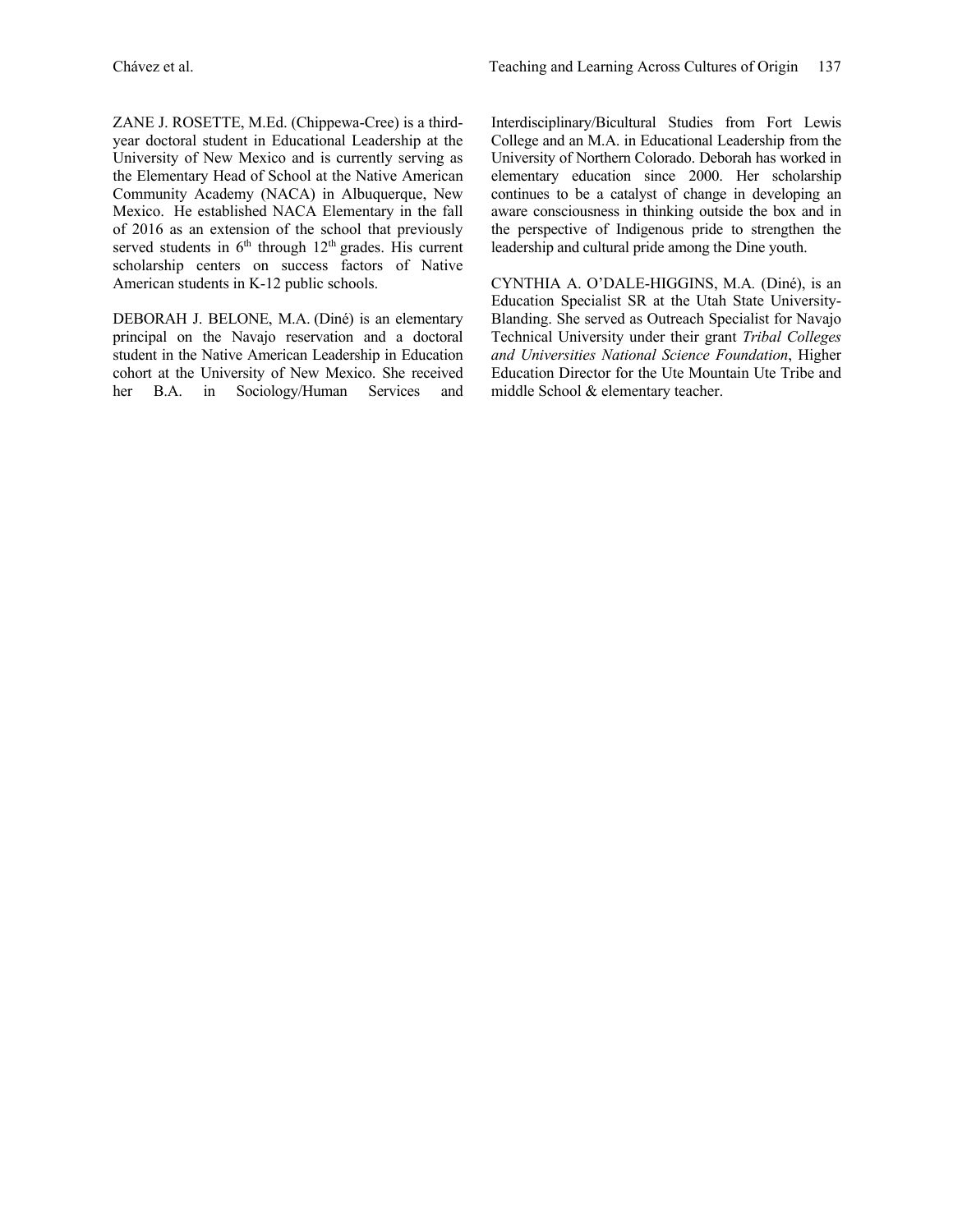ZANE J. ROSETTE, M.Ed. (Chippewa-Cree) is a third-year doctoral student in Educational Leadership at the University of New Mexico and is currently serving as the Elementary Head of School at the Native American Community Academy (NACA) in Albuquerque, New Mexico. He established NACA Elementary in the fall of 2016 as an extension of the school that previously served students in 6th through 12th grades. His current scholarship centers on success factors of Native American students in K-12 public schools.

DEBORAH J. BELONE, M.A. (Diné) is an elementary principal on the Navajo reservation and a doctoral student in the Native American Leadership in Education cohort at the University of New Mexico. She received her B.A. in Sociology/Human Services and Interdisciplinary/Bicultural Studies from Fort Lewis College and an M.A. in Educational Leadership from the University of Northern Colorado. Deborah has worked in elementary education since 2000. Her scholarship continues to be a catalyst of change in developing an aware consciousness in thinking outside the box and in the perspective of Indigenous pride to strengthen the leadership and cultural pride among the Dine youth.

CYNTHIA A. O'DALE-HIGGINS, M.A. (Diné), is an Education Specialist SR at the Utah State University-Blanding. She served as Outreach Specialist for Navajo Technical University under their grant *Tribal Colleges and Universities National Science Foundation*, Higher Education Director for the Ute Mountain Ute Tribe and middle School & elementary teacher.